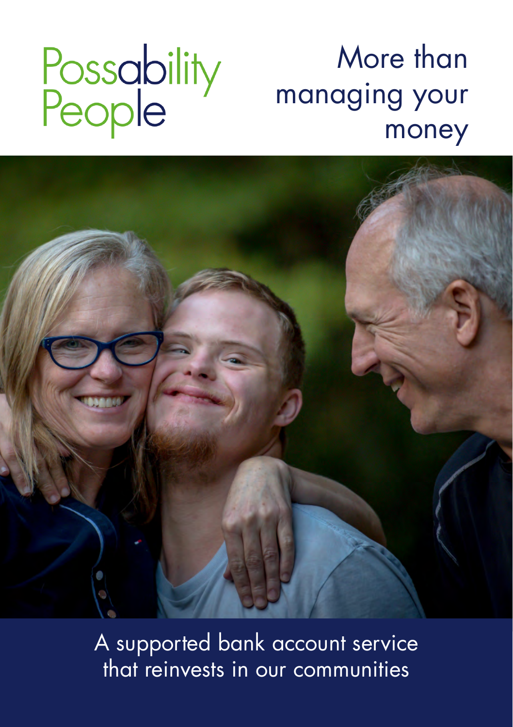Possability People

# More than managing your money

A supported bank account service that reinvests in our communities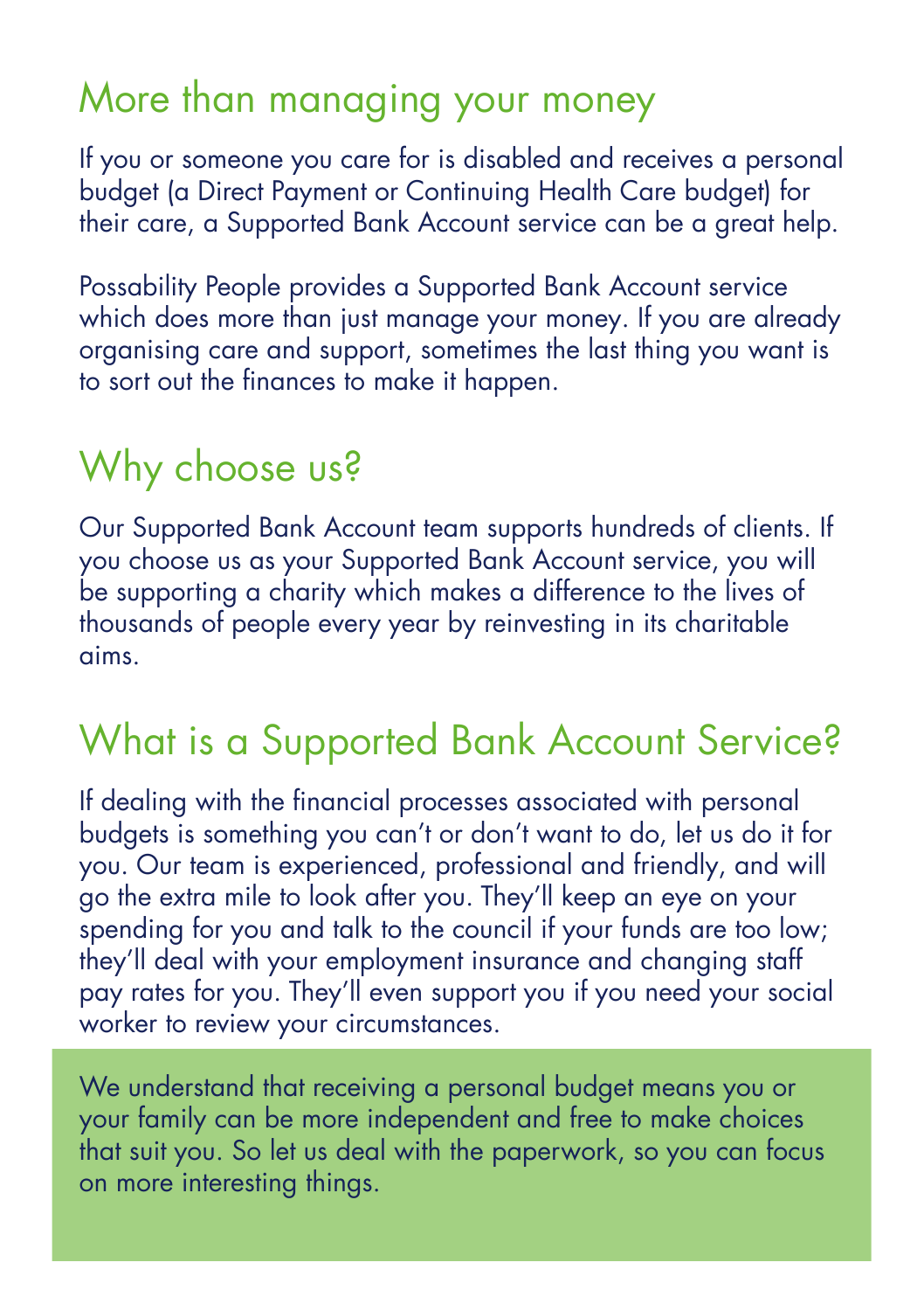## More than managing your money

If you or someone you care for is disabled and receives a personal budget (a Direct Payment or Continuing Health Care budget) for their care, a Supported Bank Account service can be a great help.

Possability People provides a Supported Bank Account service which does more than just manage your money. If you are already organising care and support, sometimes the last thing you want is to sort out the finances to make it happen.

## Why choose us?

Our Supported Bank Account team supports hundreds of clients. If you choose us as your Supported Bank Account service, you will be supporting a charity which makes a difference to the lives of thousands of people every year by reinvesting in its charitable aims.

## What is a Supported Bank Account Service?

If dealing with the financial processes associated with personal budgets is something you can't or don't want to do, let us do it for you. Our team is experienced, professional and friendly, and will go the extra mile to look after you. They'll keep an eye on your spending for you and talk to the council if your funds are too low; they'll deal with your employment insurance and changing staff pay rates for you. They'll even support you if you need your social worker to review your circumstances.

We understand that receiving a personal budget means you or your family can be more independent and free to make choices that suit you. So let us deal with the paperwork, so you can focus on more interesting things.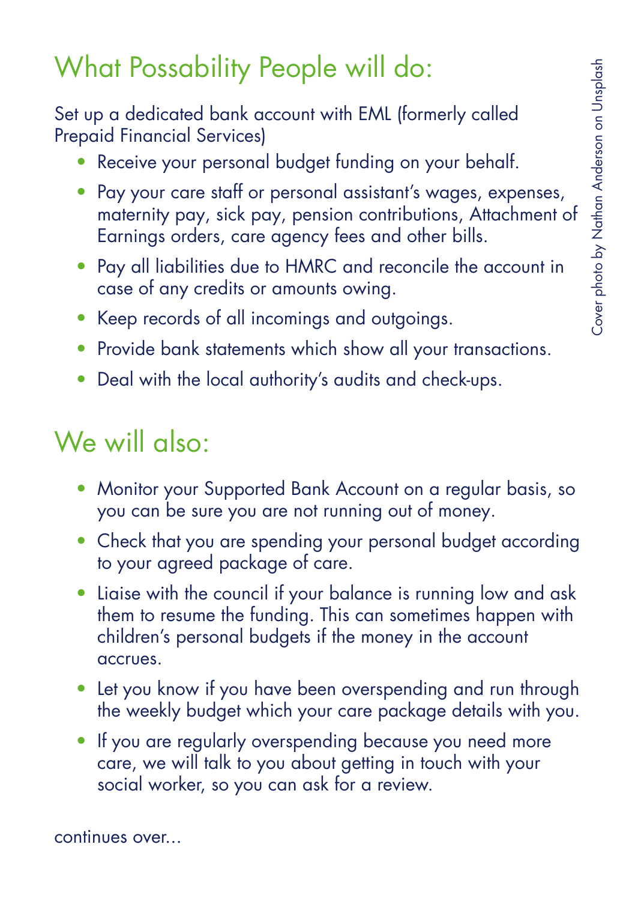# What Possability People will do:

Set up a dedicated bank account with EML (formerly called Prepaid Financial Services)

- Receive your personal budget funding on your behalf.
- Pay your care staff or personal assistant's wages, expenses, maternity pay, sick pay, pension contributions, Attachment of Earnings orders, care agency fees and other bills.
- Pay all liabilities due to HMRC and reconcile the account in case of any credits or amounts owing.
- Keep records of all incomings and outgoings.
- Provide bank statements which show all your transactions.
- Deal with the local authority's audits and check-ups.

# We will also:

- Monitor your Supported Bank Account on a regular basis, so you can be sure you are not running out of money.
- Check that you are spending your personal budget according to your agreed package of care.
- Liaise with the council if your balance is running low and ask them to resume the funding. This can sometimes happen with children's personal budgets if the money in the account accrues.
- Let you know if you have been overspending and run through the weekly budget which your care package details with you.
- If you are regularly overspending because you need more care, we will talk to you about getting in touch with your social worker, so you can ask for a review.

continues over...

Cover photo by Nathan Anderson on Unsplash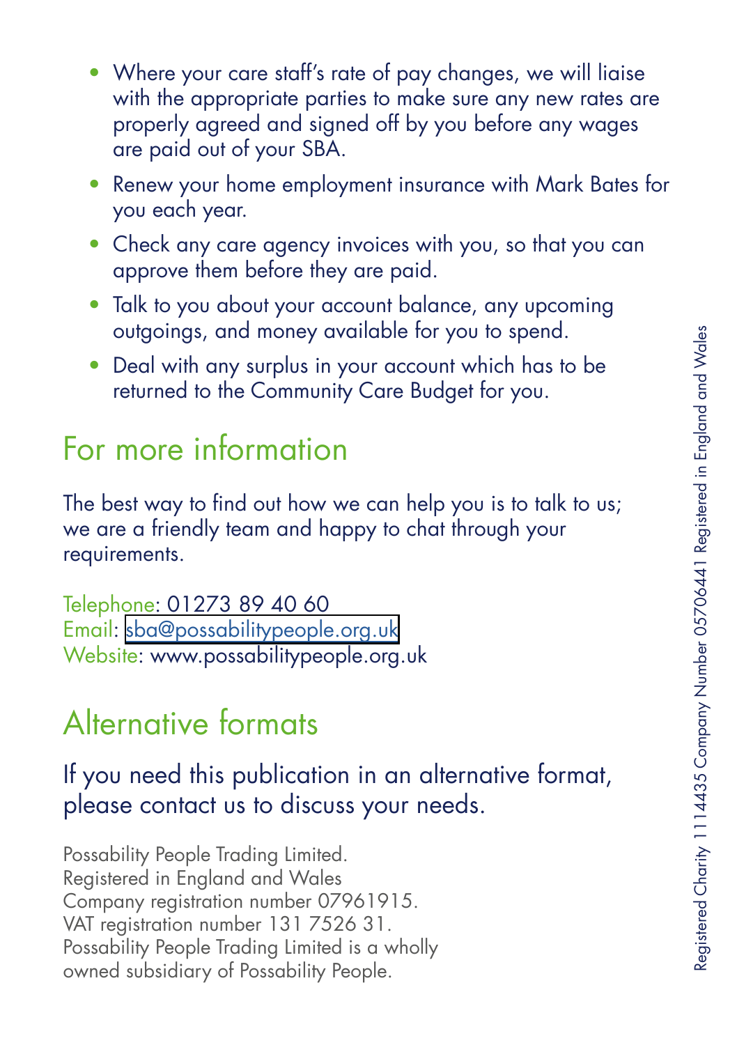- Where your care staff's rate of pay changes, we will liaise with the appropriate parties to make sure any new rates are properly agreed and signed off by you before any wages are paid out of your SBA.
- Renew your home employment insurance with Mark Bates for you each year.
- Check any care agency invoices with you, so that you can approve them before they are paid.
- Talk to you about your account balance, any upcoming outgoings, and money available for you to spend.
- Deal with any surplus in your account which has to be returned to the Community Care Budget for you.

## For more information

The best way to find out how we can help you is to talk to us; we are a friendly team and happy to chat through your requirements.

Telephone: 01273 89 40 60
Email: sba@possabilitypeople.org.uk
Website: www.possabilitypeople.org.uk

## Alternative formats

If you need this publication in an alternative format, please contact us to discuss your needs.

Possability People Trading Limited.
Registered in England and Wales
Company registration number 07961915.
VAT registration number 131 7526 31.
Possability People Trading Limited is a wholly owned subsidiary of Possability People.

Registered Charity 1114435 Company Number 05706441 Registered in England and Wales